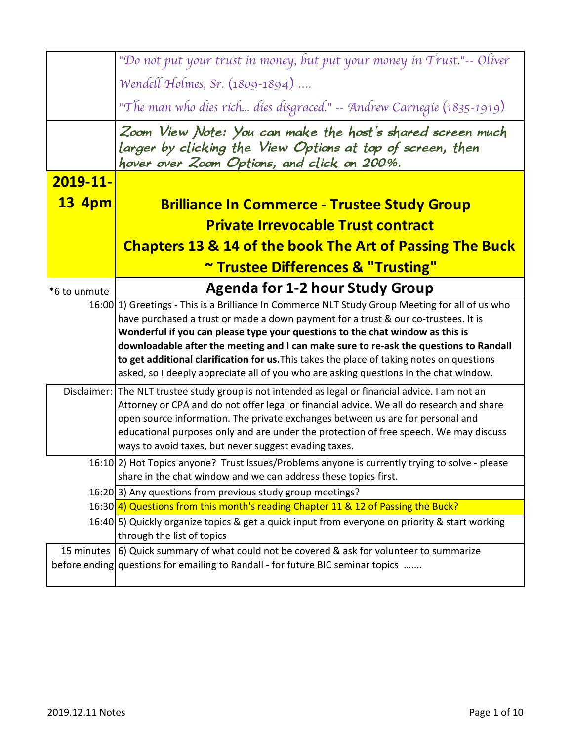| | |
|---|---|
| | *"Do not put your trust in money, but put your money in Trust."-- Oliver Wendell Holmes, Sr. (1809-1894) ....* *"The man who dies rich... dies disgraced." -- Andrew Carnegie (1835-1919)* |
| | *Zoom View Note: You can make the host's shared screen much larger by clicking the View Options at top of screen, then hover over Zoom Options, and click on 200%.* |
| **2019-11-13 4pm** | **Brilliance In Commerce - Trustee Study Group** **Private Irrevocable Trust contract** **Chapters 13 & 14 of the book The Art of Passing The Buck** **~ Trustee Differences & "Trusting"** |
| *6 to unmute | **Agenda for 1-2 hour Study Group** |
| 16:00 | 1) Greetings - This is a Brilliance In Commerce NLT Study Group Meeting for all of us who have purchased a trust or made a down payment for a trust & our co-trustees. It is **Wonderful if you can please type your questions to the chat window as this is downloadable after the meeting and I can make sure to re-ask the questions to Randall to get additional clarification for us.** This takes the place of taking notes on questions asked, so I deeply appreciate all of you who are asking questions in the chat window. |
| Disclaimer: | The NLT trustee study group is not intended as legal or financial advice. I am not an Attorney or CPA and do not offer legal or financial advice. We all do research and share open source information. The private exchanges between us are for personal and educational purposes only and are under the protection of free speech. We may discuss ways to avoid taxes, but never suggest evading taxes. |
| 16:10 | 2) Hot Topics anyone? Trust Issues/Problems anyone is currently trying to solve - please share in the chat window and we can address these topics first. |
| 16:20 | 3) Any questions from previous study group meetings? |
| 16:30 | 4) Questions from this month's reading Chapter 11 & 12 of Passing the Buck? |
| 16:40 | 5) Quickly organize topics & get a quick input from everyone on priority & start working through the list of topics |
| 15 minutes before ending | 6) Quick summary of what could not be covered & ask for volunteer to summarize questions for emailing to Randall - for future BIC seminar topics ....... |

2019.12.11 Notes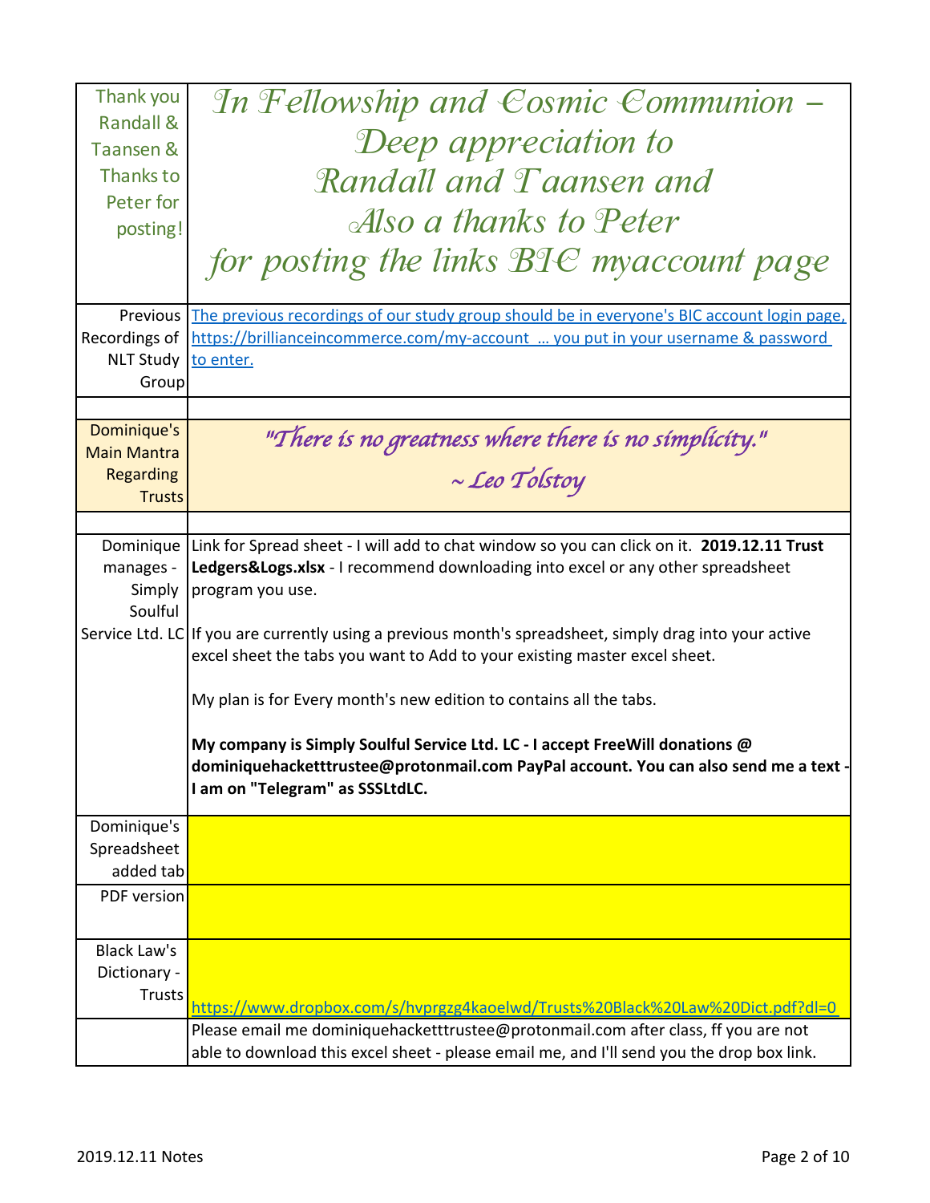| | |
|---|---|
| Thank you Randall & Taansen & Thanks to Peter for posting! | *In Fellowship and Cosmic Communion – Deep appreciation to Randall and Taansen and Also a thanks to Peter for posting the links BIC myaccount page* |
| Previous Recordings of NLT Study Group | The previous recordings of our study group should be in everyone's BIC account login page, https://brillianceincommerce.com/my-account … you put in your username & password to enter. |
| | |
| Dominique's Main Mantra Regarding Trusts | *"There is no greatness where there is no simplicity." ~ Leo Tolstoy* |
| | |
| Dominique manages - Simply Soulful Service Ltd. LC | Link for Spread sheet - I will add to chat window so you can click on it. **2019.12.11 Trust Ledgers&Logs.xlsx** - I recommend downloading into excel or any other spreadsheet program you use.<br><br>If you are currently using a previous month's spreadsheet, simply drag into your active excel sheet the tabs you want to Add to your existing master excel sheet.<br><br>My plan is for Every month's new edition to contains all the tabs.<br><br>**My company is Simply Soulful Service Ltd. LC - I accept FreeWill donations @ dominiquehacketttrustee@protonmail.com PayPal account. You can also send me a text - I am on "Telegram" as SSSLtdLC.** |
| Dominique's Spreadsheet added tab | |
| PDF version | |
| Black Law's Dictionary - Trusts | https://www.dropbox.com/s/hvprgzg4kaoelwd/Trusts%20Black%20Law%20Dict.pdf?dl=0 |
| | Please email me dominiquehacketttrustee@protonmail.com after class, ff you are not able to download this excel sheet - please email me, and I'll send you the drop box link. |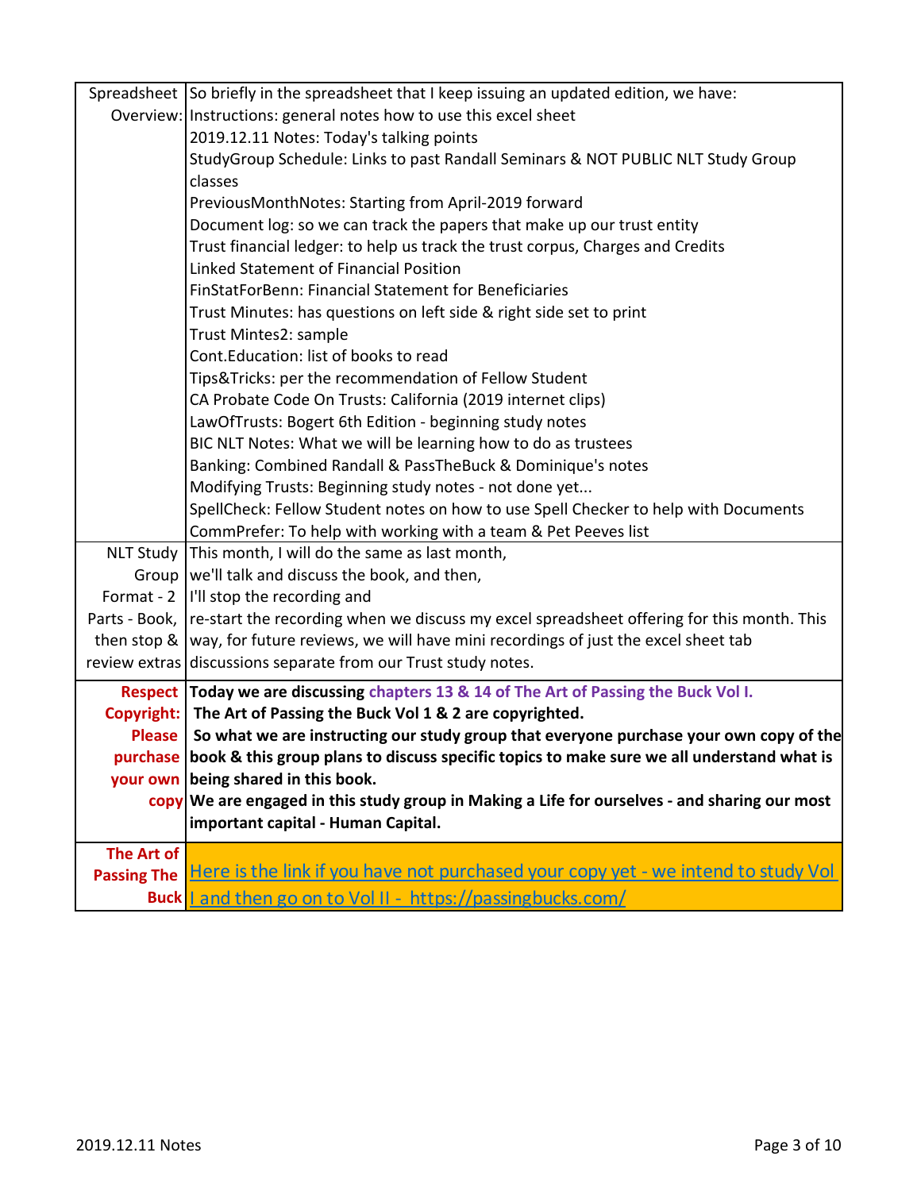| | |
|---|---|
| Spreadsheet Overview: | So briefly in the spreadsheet that I keep issuing an updated edition, we have:<br>Instructions: general notes how to use this excel sheet<br>2019.12.11 Notes: Today's talking points<br>StudyGroup Schedule: Links to past Randall Seminars & NOT PUBLIC NLT Study Group classes<br>PreviousMonthNotes: Starting from April-2019 forward<br>Document log: so we can track the papers that make up our trust entity<br>Trust financial ledger: to help us track the trust corpus, Charges and Credits<br>Linked Statement of Financial Position<br>FinStatForBenn: Financial Statement for Beneficiaries<br>Trust Minutes: has questions on left side & right side set to print<br>Trust Mintes2: sample<br>Cont.Education: list of books to read<br>Tips&Tricks: per the recommendation of Fellow Student<br>CA Probate Code On Trusts: California (2019 internet clips)<br>LawOfTrusts: Bogert 6th Edition - beginning study notes<br>BIC NLT Notes: What we will be learning how to do as trustees<br>Banking: Combined Randall & PassTheBuck & Dominique's notes<br>Modifying Trusts: Beginning study notes - not done yet...<br>SpellCheck: Fellow Student notes on how to use Spell Checker to help with Documents<br>CommPrefer: To help with working with a team & Pet Peeves list |
| NLT Study Group Format - 2 Parts - Book, then stop & review extras | This month, I will do the same as last month,<br>we'll talk and discuss the book, and then,<br>I'll stop the recording and<br>re-start the recording when we discuss my excel spreadsheet offering for this month. This way, for future reviews, we will have mini recordings of just the excel sheet tab discussions separate from our Trust study notes. |
| **Respect Copyright: Please purchase your own copy** | **Today we are discussing chapters 13 & 14 of The Art of Passing the Buck Vol I.**<br>**The Art of Passing the Buck Vol 1 & 2 are copyrighted.**<br>**So what we are instructing our study group that everyone purchase your own copy of the book & this group plans to discuss specific topics to make sure we all understand what is being shared in this book.**<br>**We are engaged in this study group in Making a Life for ourselves - and sharing our most important capital - Human Capital.** |
| **The Art of Passing The Buck** | Here is the link if you have not purchased your copy yet - we intend to study Vol I and then go on to Vol II - https://passingbucks.com/ |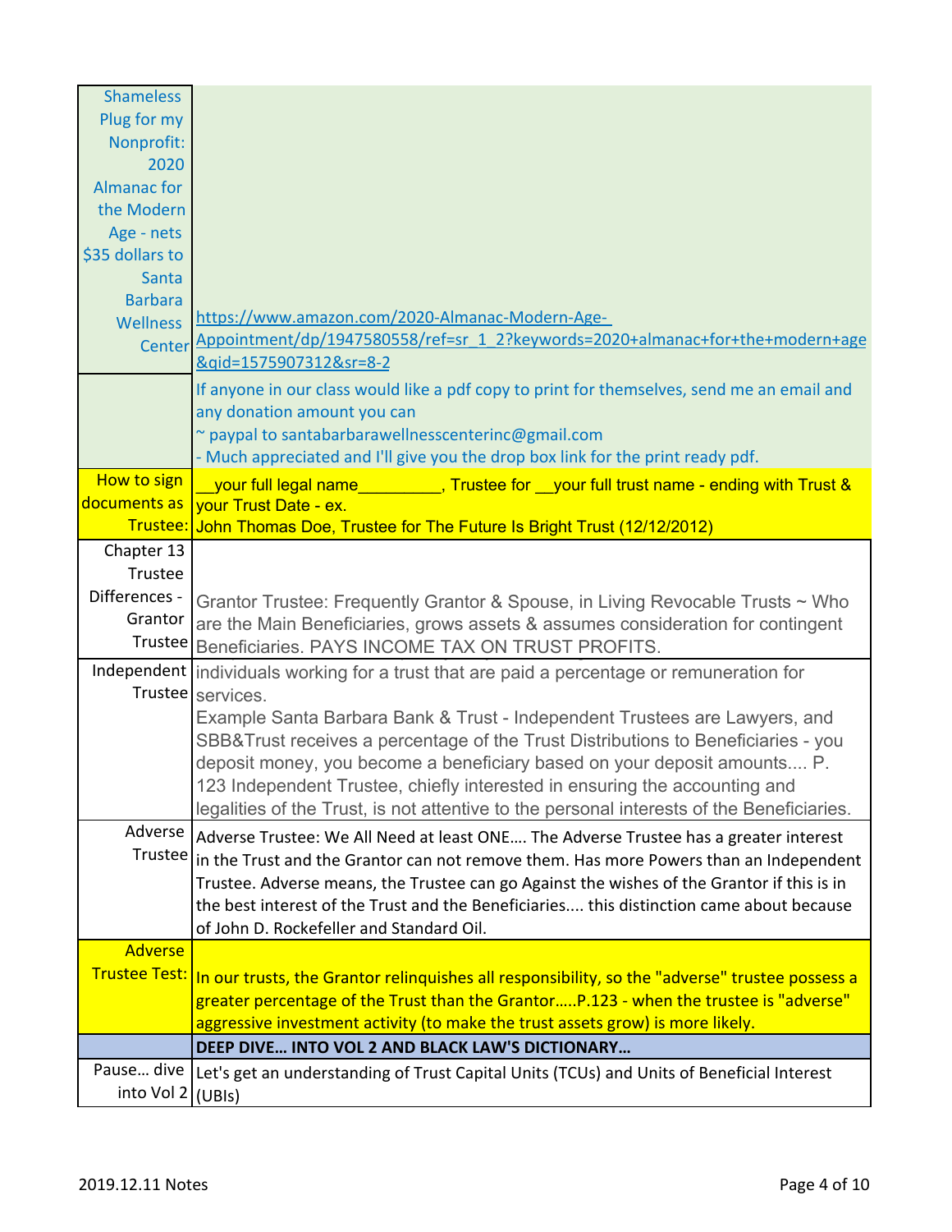| | |
|---|---|
| Shameless Plug for my Nonprofit: 2020 Almanac for the Modern Age - nets $35 dollars to Santa Barbara Wellness Center | https://www.amazon.com/2020-Almanac-Modern-Age-Appointment/dp/1947580558/ref=sr_1_2?keywords=2020+almanac+for+the+modern+age&qid=1575907312&sr=8-2 |
| | If anyone in our class would like a pdf copy to print for themselves, send me an email and any donation amount you can<br>~ paypal to santabarbarawellnesscenterinc@gmail.com<br>- Much appreciated and I'll give you the drop box link for the print ready pdf. |
| How to sign documents as Trustee: | __your full legal name_________, Trustee for __your full trust name - ending with Trust & your Trust Date - ex.<br>John Thomas Doe, Trustee for The Future Is Bright Trust (12/12/2012) |
| Chapter 13 Trustee Differences - Grantor Trustee | Grantor Trustee: Frequently Grantor & Spouse, in Living Revocable Trusts ~ Who are the Main Beneficiaries, grows assets & assumes consideration for contingent Beneficiaries. PAYS INCOME TAX ON TRUST PROFITS. |
| Independent Trustee | individuals working for a trust that are paid a percentage or remuneration for services.<br>Example Santa Barbara Bank & Trust - Independent Trustees are Lawyers, and SBB&Trust receives a percentage of the Trust Distributions to Beneficiaries - you deposit money, you become a beneficiary based on your deposit amounts.... P. 123 Independent Trustee, chiefly interested in ensuring the accounting and legalities of the Trust, is not attentive to the personal interests of the Beneficiaries. |
| Adverse Trustee | Adverse Trustee: We All Need at least ONE.... The Adverse Trustee has a greater interest in the Trust and the Grantor can not remove them. Has more Powers than an Independent Trustee. Adverse means, the Trustee can go Against the wishes of the Grantor if this is in the best interest of the Trust and the Beneficiaries.... this distinction came about because of John D. Rockefeller and Standard Oil. |
| Adverse Trustee Test: | In our trusts, the Grantor relinquishes all responsibility, so the "adverse" trustee possess a greater percentage of the Trust than the Grantor.....P.123 - when the trustee is "adverse" aggressive investment activity (to make the trust assets grow) is more likely. |
| | **DEEP DIVE... INTO VOL 2 AND BLACK LAW'S DICTIONARY...** |
| Pause... dive into Vol 2 | Let's get an understanding of Trust Capital Units (TCUs) and Units of Beneficial Interest (UBIs) |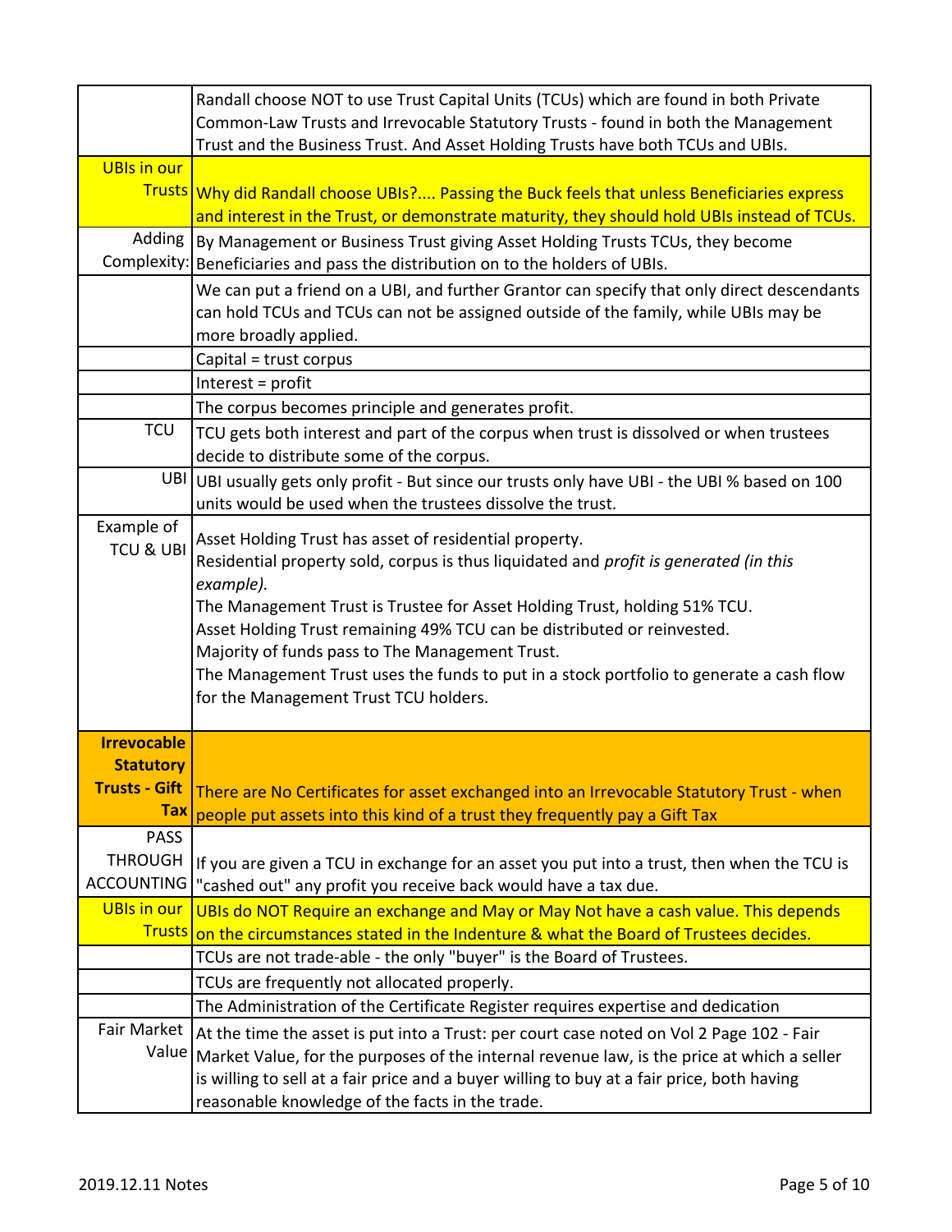| | |
|---|---|
| | Randall choose NOT to use Trust Capital Units (TCUs) which are found in both Private Common-Law Trusts and Irrevocable Statutory Trusts - found in both the Management Trust and the Business Trust. And Asset Holding Trusts have both TCUs and UBIs. |
| UBIs in our Trusts | Why did Randall choose UBIs?.... Passing the Buck feels that unless Beneficiaries express and interest in the Trust, or demonstrate maturity, they should hold UBIs instead of TCUs. |
| Adding Complexity: | By Management or Business Trust giving Asset Holding Trusts TCUs, they become Beneficiaries and pass the distribution on to the holders of UBIs. |
| | We can put a friend on a UBI, and further Grantor can specify that only direct descendants can hold TCUs and TCUs can not be assigned outside of the family, while UBIs may be more broadly applied. |
| | Capital = trust corpus |
| | Interest = profit |
| | The corpus becomes principle and generates profit. |
| TCU | TCU gets both interest and part of the corpus when trust is dissolved or when trustees decide to distribute some of the corpus. |
| UBI | UBI usually gets only profit - But since our trusts only have UBI - the UBI % based on 100 units would be used when the trustees dissolve the trust. |
| Example of TCU & UBI | Asset Holding Trust has asset of residential property.<br>Residential property sold, corpus is thus liquidated and *profit is generated (in this example).*<br>The Management Trust is Trustee for Asset Holding Trust, holding 51% TCU.<br>Asset Holding Trust remaining 49% TCU can be distributed or reinvested.<br>Majority of funds pass to The Management Trust.<br>The Management Trust uses the funds to put in a stock portfolio to generate a cash flow for the Management Trust TCU holders. |
| **Irrevocable Statutory Trusts - Gift Tax** | There are No Certificates for asset exchanged into an Irrevocable Statutory Trust - when people put assets into this kind of a trust they frequently pay a Gift Tax |
| PASS THROUGH ACCOUNTING | If you are given a TCU in exchange for an asset you put into a trust, then when the TCU is "cashed out" any profit you receive back would have a tax due. |
| UBIs in our Trusts | UBIs do NOT Require an exchange and May or May Not have a cash value. This depends on the circumstances stated in the Indenture & what the Board of Trustees decides. |
| | TCUs are not trade-able - the only "buyer" is the Board of Trustees. |
| | TCUs are frequently not allocated properly. |
| | The Administration of the Certificate Register requires expertise and dedication |
| Fair Market Value | At the time the asset is put into a Trust: per court case noted on Vol 2 Page 102 - Fair Market Value, for the purposes of the internal revenue law, is the price at which a seller is willing to sell at a fair price and a buyer willing to buy at a fair price, both having reasonable knowledge of the facts in the trade. |

2019.12.11 Notes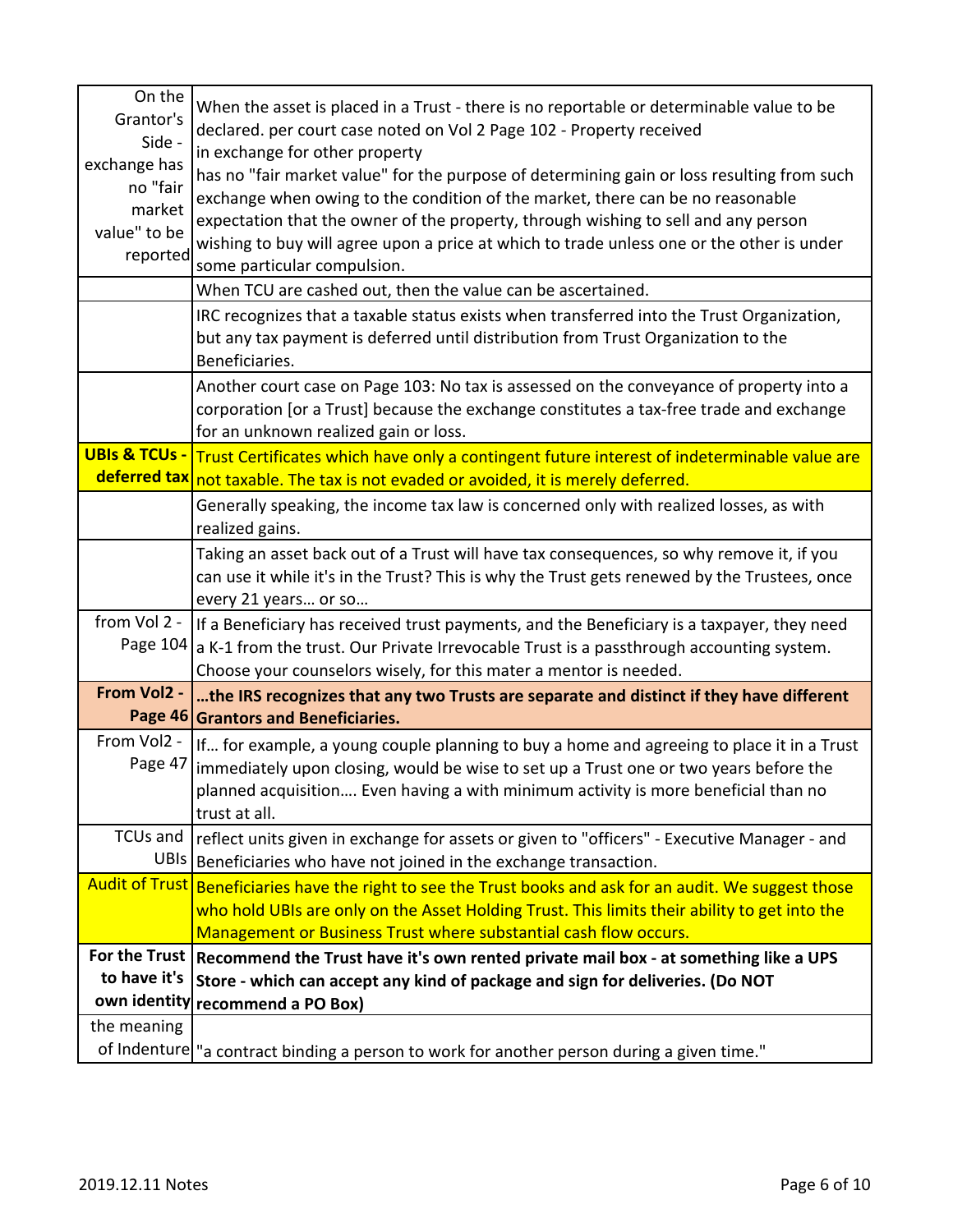| | |
|---|---|
| On the Grantor's Side - exchange has no "fair market value" to be reported | When the asset is placed in a Trust - there is no reportable or determinable value to be declared. per court case noted on Vol 2 Page 102 - Property received in exchange for other property has no "fair market value" for the purpose of determining gain or loss resulting from such exchange when owing to the condition of the market, there can be no reasonable expectation that the owner of the property, through wishing to sell and any person wishing to buy will agree upon a price at which to trade unless one or the other is under some particular compulsion. |
| | When TCU are cashed out, then the value can be ascertained. |
| | IRC recognizes that a taxable status exists when transferred into the Trust Organization, but any tax payment is deferred until distribution from Trust Organization to the Beneficiaries. |
| | Another court case on Page 103: No tax is assessed on the conveyance of property into a corporation [or a Trust] because the exchange constitutes a tax-free trade and exchange for an unknown realized gain or loss. |
| **UBIs & TCUs - deferred tax** | Trust Certificates which have only a contingent future interest of indeterminable value are not taxable. The tax is not evaded or avoided, it is merely deferred. |
| | Generally speaking, the income tax law is concerned only with realized losses, as with realized gains. |
| | Taking an asset back out of a Trust will have tax consequences, so why remove it, if you can use it while it's in the Trust? This is why the Trust gets renewed by the Trustees, once every 21 years… or so… |
| from Vol 2 - Page 104 | If a Beneficiary has received trust payments, and the Beneficiary is a taxpayer, they need a K-1 from the trust. Our Private Irrevocable Trust is a passthrough accounting system. Choose your counselors wisely, for this mater a mentor is needed. |
| **From Vol2 - Page 46** | **…the IRS recognizes that any two Trusts are separate and distinct if they have different Grantors and Beneficiaries.** |
| From Vol2 - Page 47 | If… for example, a young couple planning to buy a home and agreeing to place it in a Trust immediately upon closing, would be wise to set up a Trust one or two years before the planned acquisition…. Even having a with minimum activity is more beneficial than no trust at all. |
| TCUs and UBIs | reflect units given in exchange for assets or given to "officers" - Executive Manager - and Beneficiaries who have not joined in the exchange transaction. |
| Audit of Trust | Beneficiaries have the right to see the Trust books and ask for an audit. We suggest those who hold UBIs are only on the Asset Holding Trust. This limits their ability to get into the Management or Business Trust where substantial cash flow occurs. |
| **For the Trust to have it's own identity** | **Recommend the Trust have it's own rented private mail box - at something like a UPS Store - which can accept any kind of package and sign for deliveries. (Do NOT recommend a PO Box)** |
| the meaning of Indenture | "a contract binding a person to work for another person during a given time." |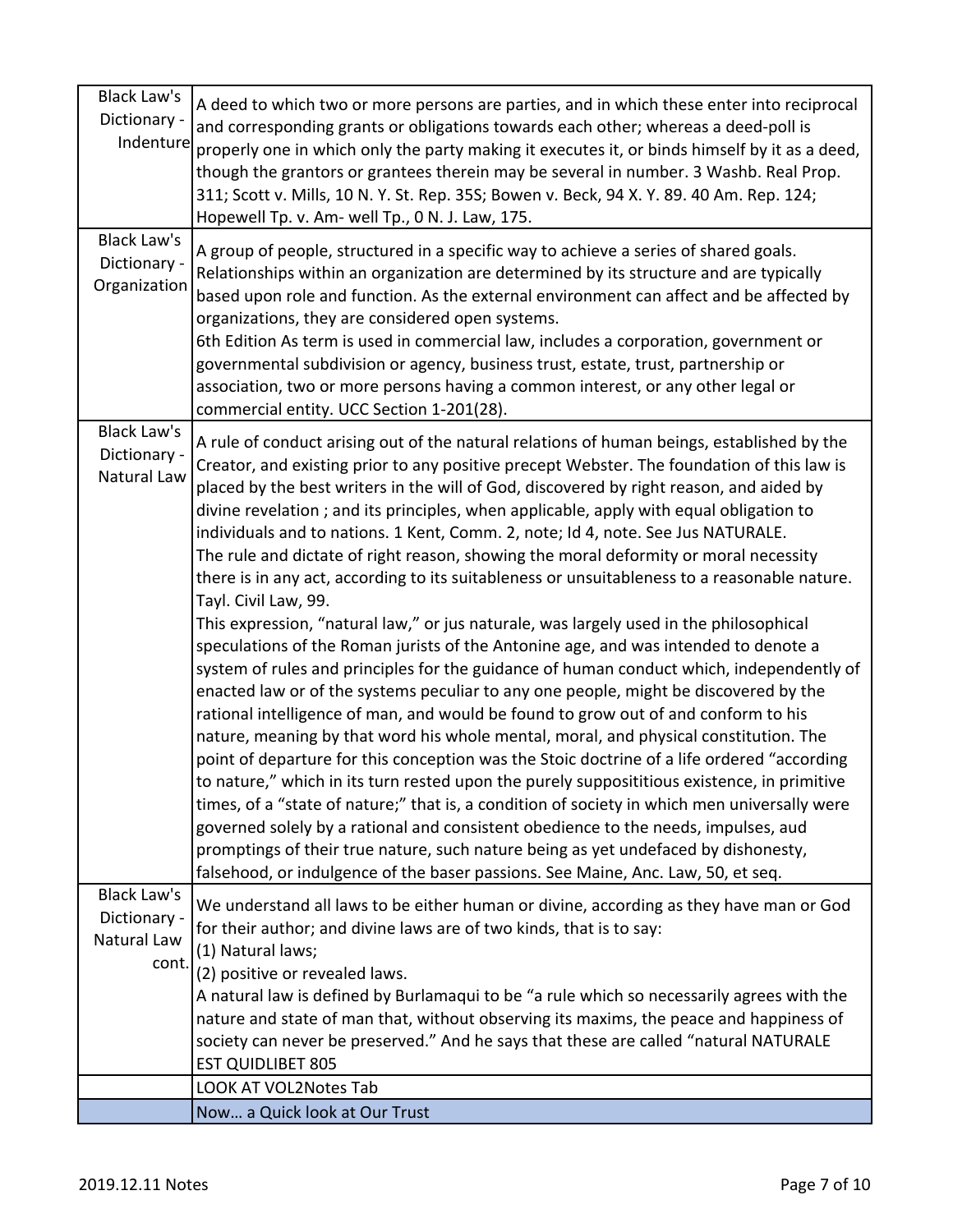| | |
|---|---|
| Black Law's Dictionary - Indenture | A deed to which two or more persons are parties, and in which these enter into reciprocal and corresponding grants or obligations towards each other; whereas a deed-poll is properly one in which only the party making it executes it, or binds himself by it as a deed, though the grantors or grantees therein may be several in number. 3 Washb. Real Prop. 311; Scott v. Mills, 10 N. Y. St. Rep. 35S; Bowen v. Beck, 94 X. Y. 89. 40 Am. Rep. 124; Hopewell Tp. v. Am- well Tp., 0 N. J. Law, 175. |
| Black Law's Dictionary - Organization | A group of people, structured in a specific way to achieve a series of shared goals. Relationships within an organization are determined by its structure and are typically based upon role and function. As the external environment can affect and be affected by organizations, they are considered open systems.<br>6th Edition As term is used in commercial law, includes a corporation, government or governmental subdivision or agency, business trust, estate, trust, partnership or association, two or more persons having a common interest, or any other legal or commercial entity. UCC Section 1-201(28). |
| Black Law's Dictionary - Natural Law | A rule of conduct arising out of the natural relations of human beings, established by the Creator, and existing prior to any positive precept Webster. The foundation of this law is placed by the best writers in the will of God, discovered by right reason, and aided by divine revelation ; and its principles, when applicable, apply with equal obligation to individuals and to nations. 1 Kent, Comm. 2, note; Id 4, note. See Jus NATURALE.<br>The rule and dictate of right reason, showing the moral deformity or moral necessity there is in any act, according to its suitableness or unsuitableness to a reasonable nature. Tayl. Civil Law, 99.<br>This expression, "natural law," or jus naturale, was largely used in the philosophical speculations of the Roman jurists of the Antonine age, and was intended to denote a system of rules and principles for the guidance of human conduct which, independently of enacted law or of the systems peculiar to any one people, might be discovered by the rational intelligence of man, and would be found to grow out of and conform to his nature, meaning by that word his whole mental, moral, and physical constitution. The point of departure for this conception was the Stoic doctrine of a life ordered "according to nature," which in its turn rested upon the purely supposititious existence, in primitive times, of a "state of nature;" that is, a condition of society in which men universally were governed solely by a rational and consistent obedience to the needs, impulses, aud promptings of their true nature, such nature being as yet undefaced by dishonesty, falsehood, or indulgence of the baser passions. See Maine, Anc. Law, 50, et seq. |
| Black Law's Dictionary - Natural Law cont. | We understand all laws to be either human or divine, according as they have man or God for their author; and divine laws are of two kinds, that is to say:<br>(1) Natural laws;<br>(2) positive or revealed laws.<br>A natural law is defined by Burlamaqui to be "a rule which so necessarily agrees with the nature and state of man that, without observing its maxims, the peace and happiness of society can never be preserved." And he says that these are called "natural NATURALE EST QUIDLIBET 805 |
| | LOOK AT VOL2Notes Tab |
| | Now… a Quick look at Our Trust |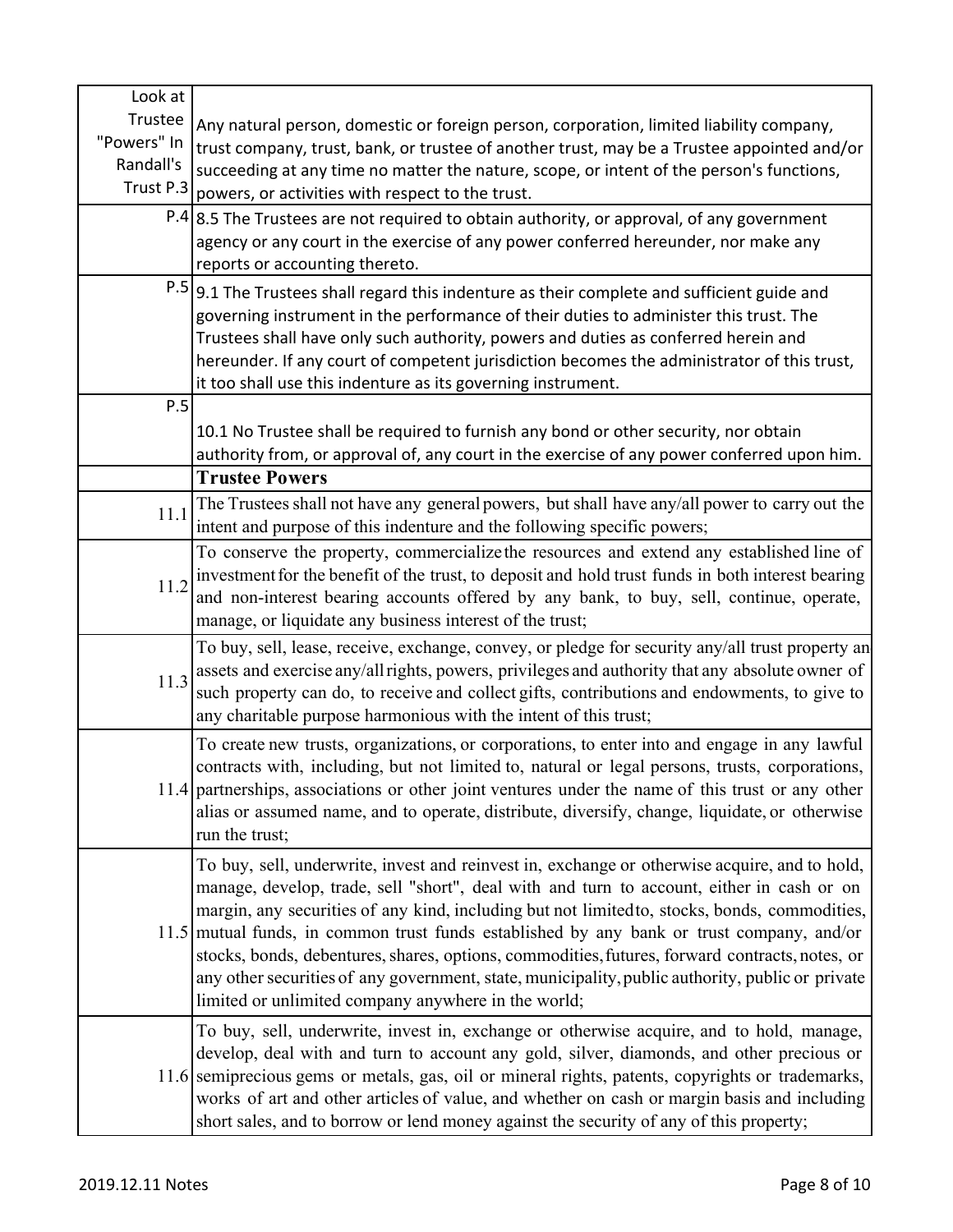| Look at Trustee "Powers" In Randall's Trust P.3 | Any natural person, domestic or foreign person, corporation, limited liability company, trust company, trust, bank, or trustee of another trust, may be a Trustee appointed and/or succeeding at any time no matter the nature, scope, or intent of the person's functions, powers, or activities with respect to the trust. |
|---|---|
| P.4 | 8.5 The Trustees are not required to obtain authority, or approval, of any government agency or any court in the exercise of any power conferred hereunder, nor make any reports or accounting thereto. |
| P.5 | 9.1 The Trustees shall regard this indenture as their complete and sufficient guide and governing instrument in the performance of their duties to administer this trust. The Trustees shall have only such authority, powers and duties as conferred herein and hereunder. If any court of competent jurisdiction becomes the administrator of this trust, it too shall use this indenture as its governing instrument. |
| P.5 | 10.1 No Trustee shall be required to furnish any bond or other security, nor obtain authority from, or approval of, any court in the exercise of any power conferred upon him. |
| | **Trustee Powers** |
| 11.1 | The Trustees shall not have any general powers, but shall have any/all power to carry out the intent and purpose of this indenture and the following specific powers; |
| 11.2 | To conserve the property, commercialize the resources and extend any established line of investment for the benefit of the trust, to deposit and hold trust funds in both interest bearing and non-interest bearing accounts offered by any bank, to buy, sell, continue, operate, manage, or liquidate any business interest of the trust; |
| 11.3 | To buy, sell, lease, receive, exchange, convey, or pledge for security any/all trust property an assets and exercise any/all rights, powers, privileges and authority that any absolute owner of such property can do, to receive and collect gifts, contributions and endowments, to give to any charitable purpose harmonious with the intent of this trust; |
| 11.4 | To create new trusts, organizations, or corporations, to enter into and engage in any lawful contracts with, including, but not limited to, natural or legal persons, trusts, corporations, partnerships, associations or other joint ventures under the name of this trust or any other alias or assumed name, and to operate, distribute, diversify, change, liquidate, or otherwise run the trust; |
| 11.5 | To buy, sell, underwrite, invest and reinvest in, exchange or otherwise acquire, and to hold, manage, develop, trade, sell "short", deal with and turn to account, either in cash or on margin, any securities of any kind, including but not limitedto, stocks, bonds, commodities, mutual funds, in common trust funds established by any bank or trust company, and/or stocks, bonds, debentures, shares, options, commodities, futures, forward contracts, notes, or any other securities of any government, state, municipality, public authority, public or private limited or unlimited company anywhere in the world; |
| 11.6 | To buy, sell, underwrite, invest in, exchange or otherwise acquire, and to hold, manage, develop, deal with and turn to account any gold, silver, diamonds, and other precious or semiprecious gems or metals, gas, oil or mineral rights, patents, copyrights or trademarks, works of art and other articles of value, and whether on cash or margin basis and including short sales, and to borrow or lend money against the security of any of this property; |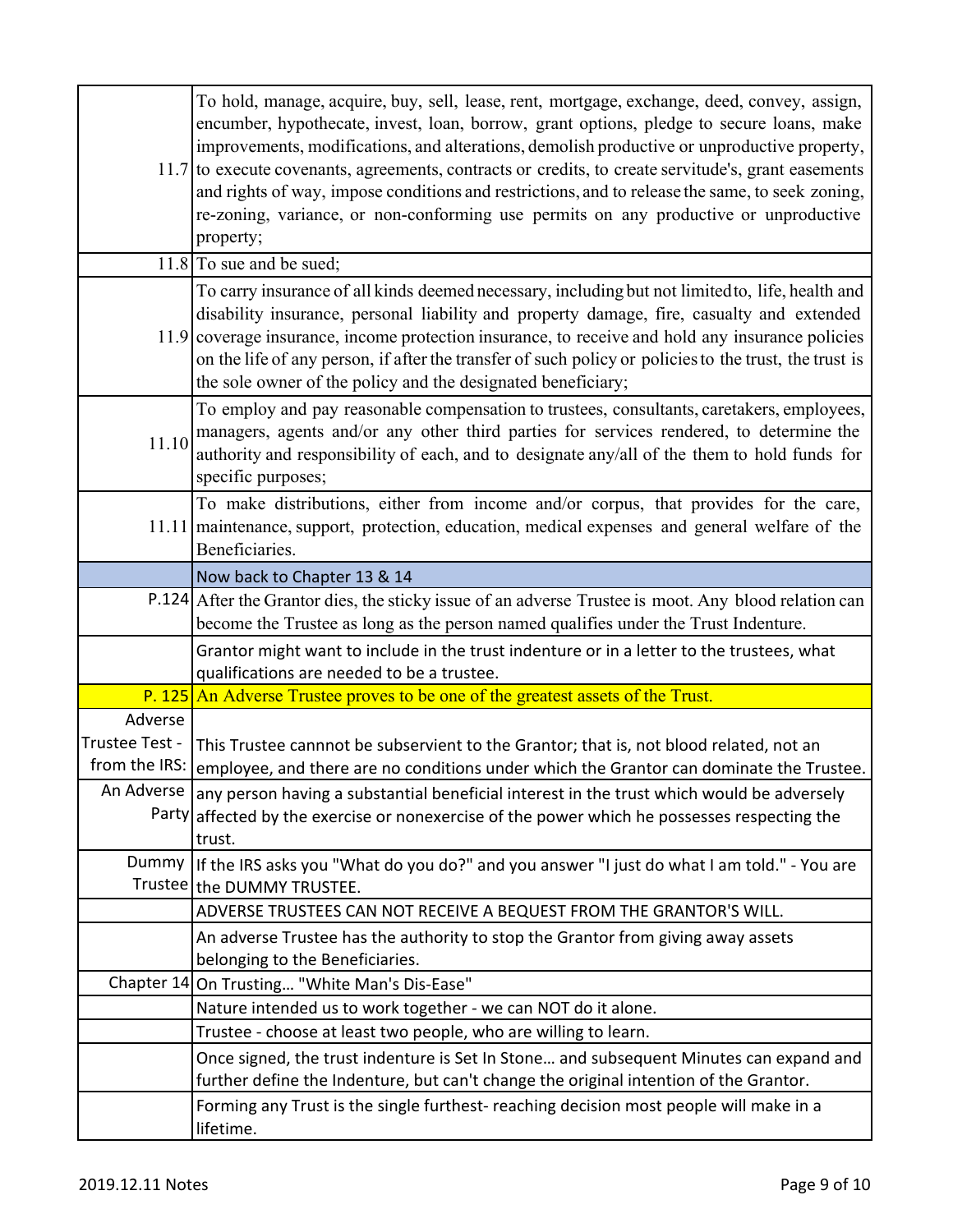| | |
|---|---|
| 11.7 | To hold, manage, acquire, buy, sell, lease, rent, mortgage, exchange, deed, convey, assign, encumber, hypothecate, invest, loan, borrow, grant options, pledge to secure loans, make improvements, modifications, and alterations, demolish productive or unproductive property, to execute covenants, agreements, contracts or credits, to create servitude's, grant easements and rights of way, impose conditions and restrictions, and to release the same, to seek zoning, re-zoning, variance, or non-conforming use permits on any productive or unproductive property; |
| 11.8 | To sue and be sued; |
| 11.9 | To carry insurance of all kinds deemed necessary, including but not limited to, life, health and disability insurance, personal liability and property damage, fire, casualty and extended coverage insurance, income protection insurance, to receive and hold any insurance policies on the life of any person, if after the transfer of such policy or policies to the trust, the trust is the sole owner of the policy and the designated beneficiary; |
| 11.10 | To employ and pay reasonable compensation to trustees, consultants, caretakers, employees, managers, agents and/or any other third parties for services rendered, to determine the authority and responsibility of each, and to designate any/all of the them to hold funds for specific purposes; |
| 11.11 | To make distributions, either from income and/or corpus, that provides for the care, maintenance, support, protection, education, medical expenses and general welfare of the Beneficiaries. |
| | Now back to Chapter 13 & 14 |
| P.124 | After the Grantor dies, the sticky issue of an adverse Trustee is moot. Any blood relation can become the Trustee as long as the person named qualifies under the Trust Indenture. |
| | Grantor might want to include in the trust indenture or in a letter to the trustees, what qualifications are needed to be a trustee. |
| P. 125 | An Adverse Trustee proves to be one of the greatest assets of the Trust. |
| Adverse Trustee Test - from the IRS: | This Trustee cannnot be subservient to the Grantor; that is, not blood related, not an employee, and there are no conditions under which the Grantor can dominate the Trustee. |
| An Adverse Party | any person having a substantial beneficial interest in the trust which would be adversely affected by the exercise or nonexercise of the power which he possesses respecting the trust. |
| Dummy Trustee | If the IRS asks you "What do you do?" and you answer "I just do what I am told." - You are the DUMMY TRUSTEE. |
| | ADVERSE TRUSTEES CAN NOT RECEIVE A BEQUEST FROM THE GRANTOR'S WILL. |
| | An adverse Trustee has the authority to stop the Grantor from giving away assets belonging to the Beneficiaries. |
| Chapter 14 | On Trusting… "White Man's Dis-Ease" |
| | Nature intended us to work together - we can NOT do it alone. |
| | Trustee - choose at least two people, who are willing to learn. |
| | Once signed, the trust indenture is Set In Stone… and subsequent Minutes can expand and further define the Indenture, but can't change the original intention of the Grantor. |
| | Forming any Trust is the single furthest- reaching decision most people will make in a lifetime. |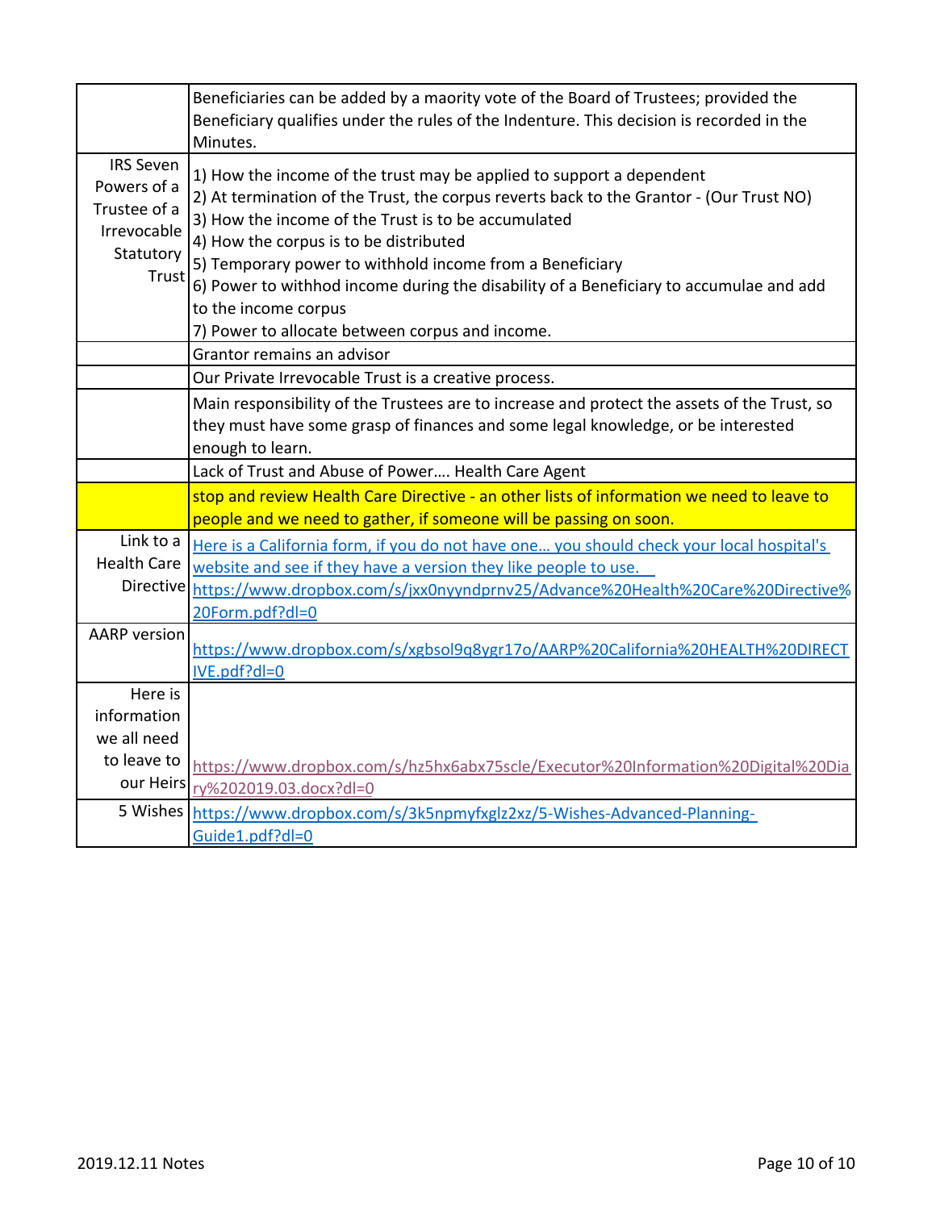| | |
|---|---|
| | Beneficiaries can be added by a maority vote of the Board of Trustees; provided the Beneficiary qualifies under the rules of the Indenture. This decision is recorded in the Minutes. |
| IRS Seven Powers of a Trustee of a Irrevocable Statutory Trust | 1) How the income of the trust may be applied to support a dependent<br>2) At termination of the Trust, the corpus reverts back to the Grantor - (Our Trust NO)<br>3) How the income of the Trust is to be accumulated<br>4) How the corpus is to be distributed<br>5) Temporary power to withhold income from a Beneficiary<br>6) Power to withhod income during the disability of a Beneficiary to accumulae and add to the income corpus<br>7) Power to allocate between corpus and income. |
| | Grantor remains an advisor |
| | Our Private Irrevocable Trust is a creative process. |
| | Main responsibility of the Trustees are to increase and protect the assets of the Trust, so they must have some grasp of finances and some legal knowledge, or be interested enough to learn. |
| | Lack of Trust and Abuse of Power.... Health Care Agent |
| | stop and review Health Care Directive - an other lists of information we need to leave to people and we need to gather, if someone will be passing on soon. |
| Link to a Health Care Directive | Here is a California form, if you do not have one… you should check your local hospital's website and see if they have a version they like people to use.<br>https://www.dropbox.com/s/jxx0nyyndprnv25/Advance%20Health%20Care%20Directive%20Form.pdf?dl=0 |
| AARP version | https://www.dropbox.com/s/xgbsol9q8ygr17o/AARP%20California%20HEALTH%20DIRECTIVE.pdf?dl=0 |
| Here is information we all need to leave to our Heirs | https://www.dropbox.com/s/hz5hx6abx75scle/Executor%20Information%20Digital%20Diary%202019.03.docx?dl=0 |
| 5 Wishes | https://www.dropbox.com/s/3k5npmyfxglz2xz/5-Wishes-Advanced-Planning-Guide1.pdf?dl=0 |